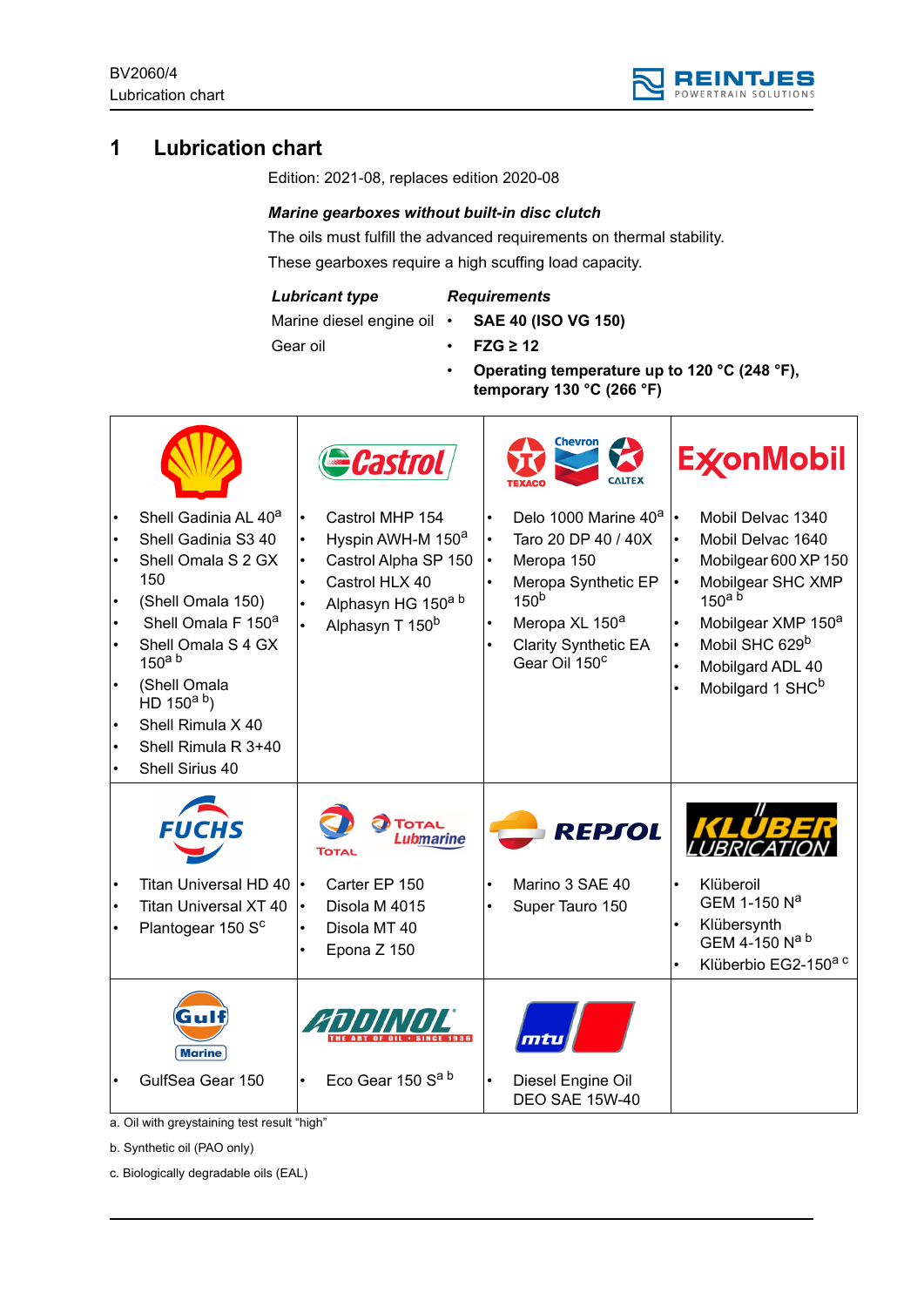# 1 Lubrication chart

Edition: 2021-08, replaces edition 2020-08

***Marine gearboxes without built-in disc clutch***

The oils must fulfill the advanced requirements on thermal stability.

These gearboxes require a high scuffing load capacity.

| ***Lubricant type*** | ***Requirements*** |
|---|---|
| Marine diesel engine oil | • **SAE 40 (ISO VG 150)** |
| Gear oil | • **FZG ≥ 12** |
| | • **Operating temperature up to 120 °C (248 °F), temporary 130 °C (266 °F)** |

| Shell | Castrol | Chevron / Texaco / Caltex | ExxonMobil |
|---|---|---|---|
| • Shell Gadinia AL 40[a]<br>• Shell Gadinia S3 40<br>• Shell Omala S 2 GX 150<br>• (Shell Omala 150)<br>• Shell Omala F 150[a]<br>• Shell Omala S 4 GX 150[a b]<br>• (Shell Omala HD 150[a b])<br>• Shell Rimula X 40<br>• Shell Rimula R 3+40<br>• Shell Sirius 40 | • Castrol MHP 154<br>• Hyspin AWH-M 150[a]<br>• Castrol Alpha SP 150<br>• Castrol HLX 40<br>• Alphasyn HG 150[a b]<br>• Alphasyn T 150[b] | • Delo 1000 Marine 40[a]<br>• Taro 20 DP 40 / 40X<br>• Meropa 150<br>• Meropa Synthetic EP 150[b]<br>• Meropa XL 150[a]<br>• Clarity Synthetic EA Gear Oil 150[c] | • Mobil Delvac 1340<br>• Mobil Delvac 1640<br>• Mobilgear 600 XP 150<br>• Mobilgear SHC XMP 150[a b]<br>• Mobilgear XMP 150[a]<br>• Mobil SHC 629[b]<br>• Mobilgard ADL 40<br>• Mobilgard 1 SHC[b] |
| **Fuchs** | **Total / Total Lubmarine** | **Repsol** | **Klüber Lubrication** |
| • Titan Universal HD 40<br>• Titan Universal XT 40<br>• Plantogear 150 S[c] | • Carter EP 150<br>• Disola M 4015<br>• Disola MT 40<br>• Epona Z 150 | • Marino 3 SAE 40<br>• Super Tauro 150 | • Klüberoil GEM 1-150 N[a]<br>• Klübersynth GEM 4-150 N[a b]<br>• Klüberbio EG2-150[a c] |
| **Gulf Marine** | **Addinol** | **mtu** | |
| • GulfSea Gear 150 | • Eco Gear 150 S[a b] | • Diesel Engine Oil DEO SAE 15W-40 | |

a. Oil with greystaining test result “high”

b. Synthetic oil (PAO only)

c. Biologically degradable oils (EAL)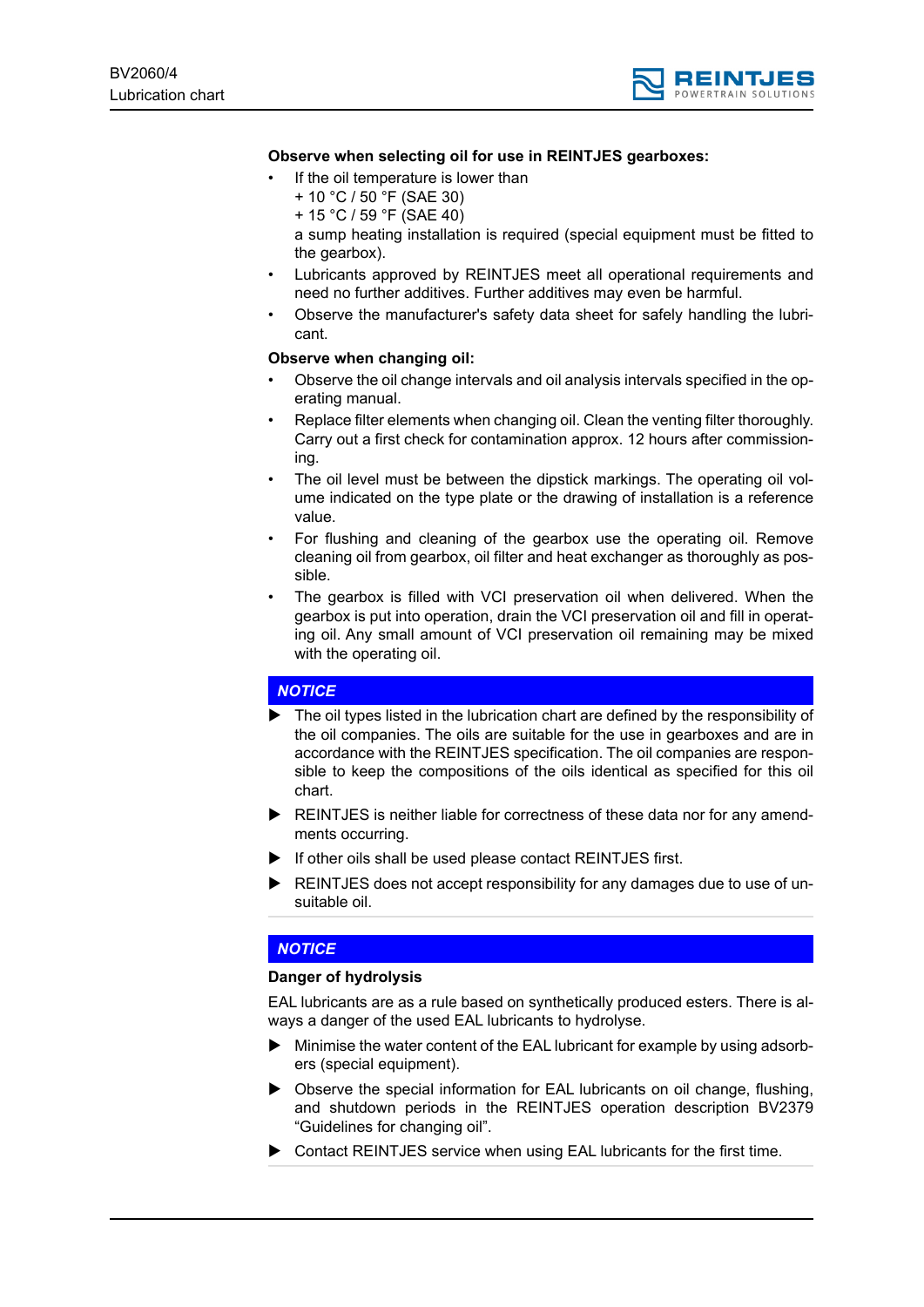**Observe when selecting oil for use in REINTJES gearboxes:**

- If the oil temperature is lower than
  + 10 °C / 50 °F (SAE 30)
  + 15 °C / 59 °F (SAE 40)
  a sump heating installation is required (special equipment must be fitted to the gearbox).
- Lubricants approved by REINTJES meet all operational requirements and need no further additives. Further additives may even be harmful.
- Observe the manufacturer's safety data sheet for safely handling the lubricant.

**Observe when changing oil:**

- Observe the oil change intervals and oil analysis intervals specified in the operating manual.
- Replace filter elements when changing oil. Clean the venting filter thoroughly. Carry out a first check for contamination approx. 12 hours after commissioning.
- The oil level must be between the dipstick markings. The operating oil volume indicated on the type plate or the drawing of installation is a reference value.
- For flushing and cleaning of the gearbox use the operating oil. Remove cleaning oil from gearbox, oil filter and heat exchanger as thoroughly as possible.
- The gearbox is filled with VCI preservation oil when delivered. When the gearbox is put into operation, drain the VCI preservation oil and fill in operating oil. Any small amount of VCI preservation oil remaining may be mixed with the operating oil.

***NOTICE***

- ▶ The oil types listed in the lubrication chart are defined by the responsibility of the oil companies. The oils are suitable for the use in gearboxes and are in accordance with the REINTJES specification. The oil companies are responsible to keep the compositions of the oils identical as specified for this oil chart.
- ▶ REINTJES is neither liable for correctness of these data nor for any amendments occurring.
- ▶ If other oils shall be used please contact REINTJES first.
- ▶ REINTJES does not accept responsibility for any damages due to use of unsuitable oil.

***NOTICE***

**Danger of hydrolysis**

EAL lubricants are as a rule based on synthetically produced esters. There is always a danger of the used EAL lubricants to hydrolyse.

- ▶ Minimise the water content of the EAL lubricant for example by using adsorbers (special equipment).
- ▶ Observe the special information for EAL lubricants on oil change, flushing, and shutdown periods in the REINTJES operation description BV2379 "Guidelines for changing oil".
- ▶ Contact REINTJES service when using EAL lubricants for the first time.